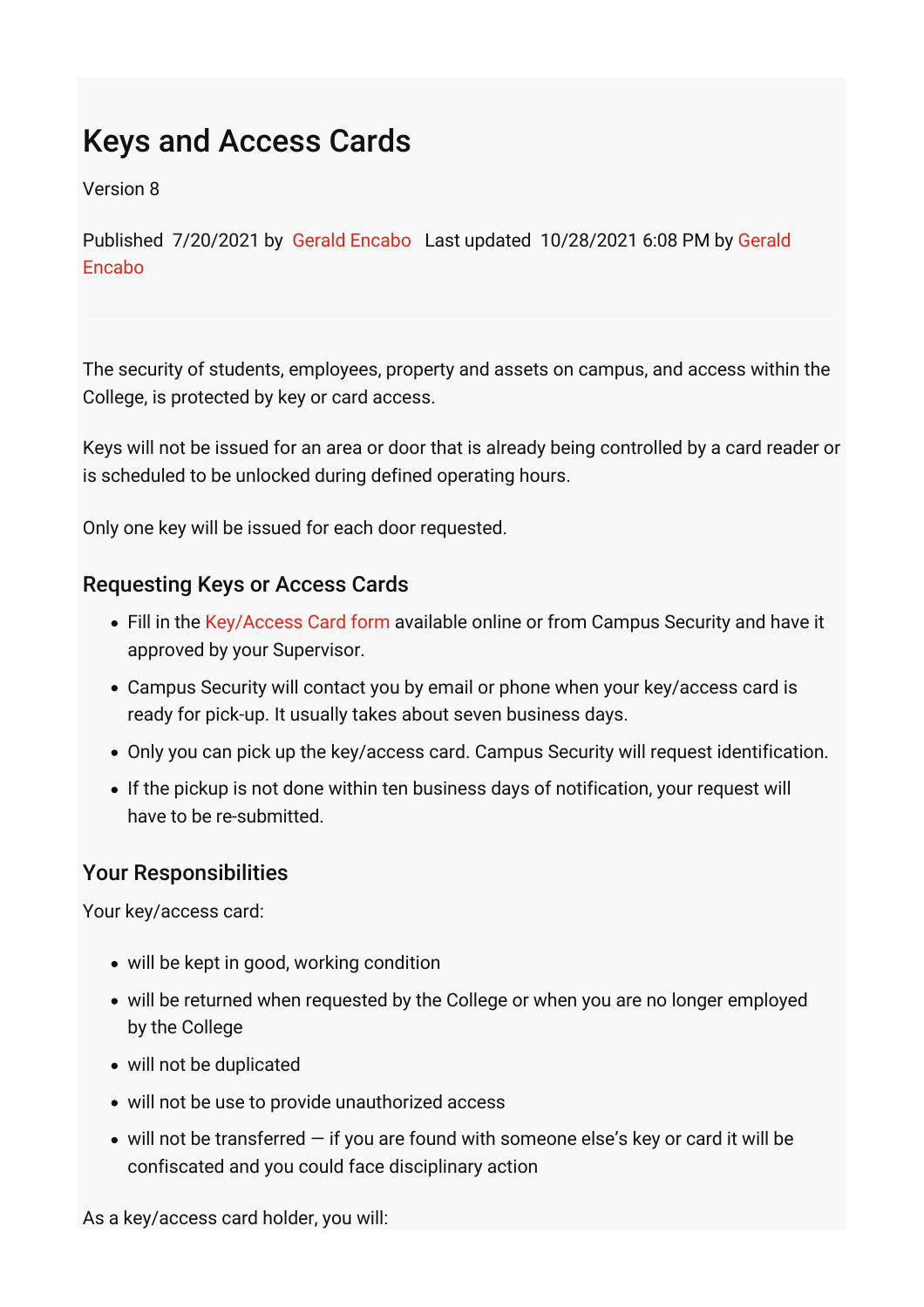# Keys and Access Cards

Version 8

Published 7/20/2021 by Gerald Encabo Last updated 10/28/2021 6:08 PM by Gerald Encabo

The security of students, employees, property and assets on campus, and access within the College, is protected by key or card access.

Keys will not be issued for an area or door that is already being controlled by a card reader or is scheduled to be unlocked during defined operating hours.

Only one key will be issued for each door requested.

## Requesting Keys or Access Cards

- Fill in the Key/Access Card form available online or from Campus Security and have it approved by your Supervisor.
- Campus Security will contact you by email or phone when your key/access card is ready for pick-up. It usually takes about seven business days.
- Only you can pick up the key/access card. Campus Security will request identification.
- If the pickup is not done within ten business days of notification, your request will have to be re-submitted.

## Your Responsibilities

Your key/access card:

- will be kept in good, working condition
- will be returned when requested by the College or when you are no longer employed by the College
- will not be duplicated
- will not be use to provide unauthorized access
- will not be transferred — if you are found with someone else's key or card it will be confiscated and you could face disciplinary action

As a key/access card holder, you will: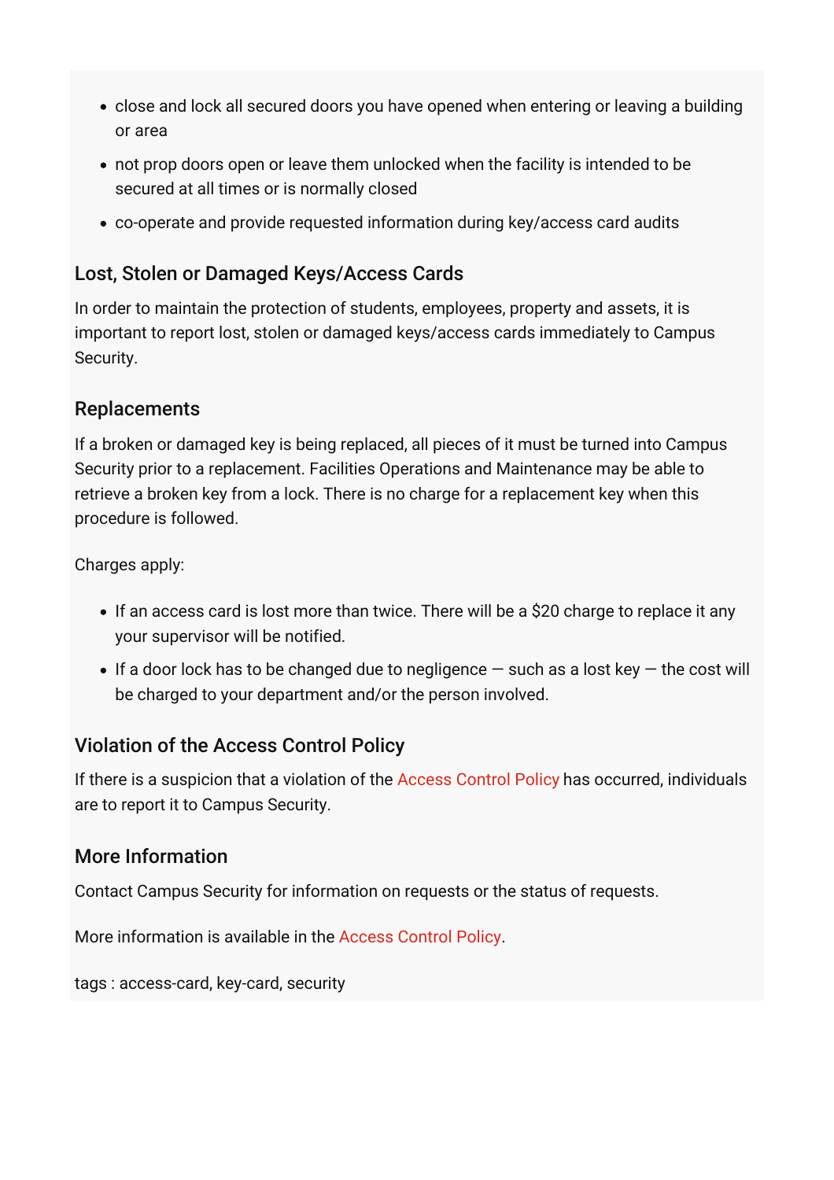- close and lock all secured doors you have opened when entering or leaving a building or area
- not prop doors open or leave them unlocked when the facility is intended to be secured at all times or is normally closed
- co-operate and provide requested information during key/access card audits

### Lost, Stolen or Damaged Keys/Access Cards

In order to maintain the protection of students, employees, property and assets, it is important to report lost, stolen or damaged keys/access cards immediately to Campus Security.

### Replacements

If a broken or damaged key is being replaced, all pieces of it must be turned into Campus Security prior to a replacement. Facilities Operations and Maintenance may be able to retrieve a broken key from a lock. There is no charge for a replacement key when this procedure is followed.

Charges apply:

- If an access card is lost more than twice. There will be a $20 charge to replace it any your supervisor will be notified.
- If a door lock has to be changed due to negligence — such as a lost key — the cost will be charged to your department and/or the person involved.

### Violation of the Access Control Policy

If there is a suspicion that a violation of the Access Control Policy has occurred, individuals are to report it to Campus Security.

### More Information

Contact Campus Security for information on requests or the status of requests.

More information is available in the Access Control Policy.

tags : access-card, key-card, security